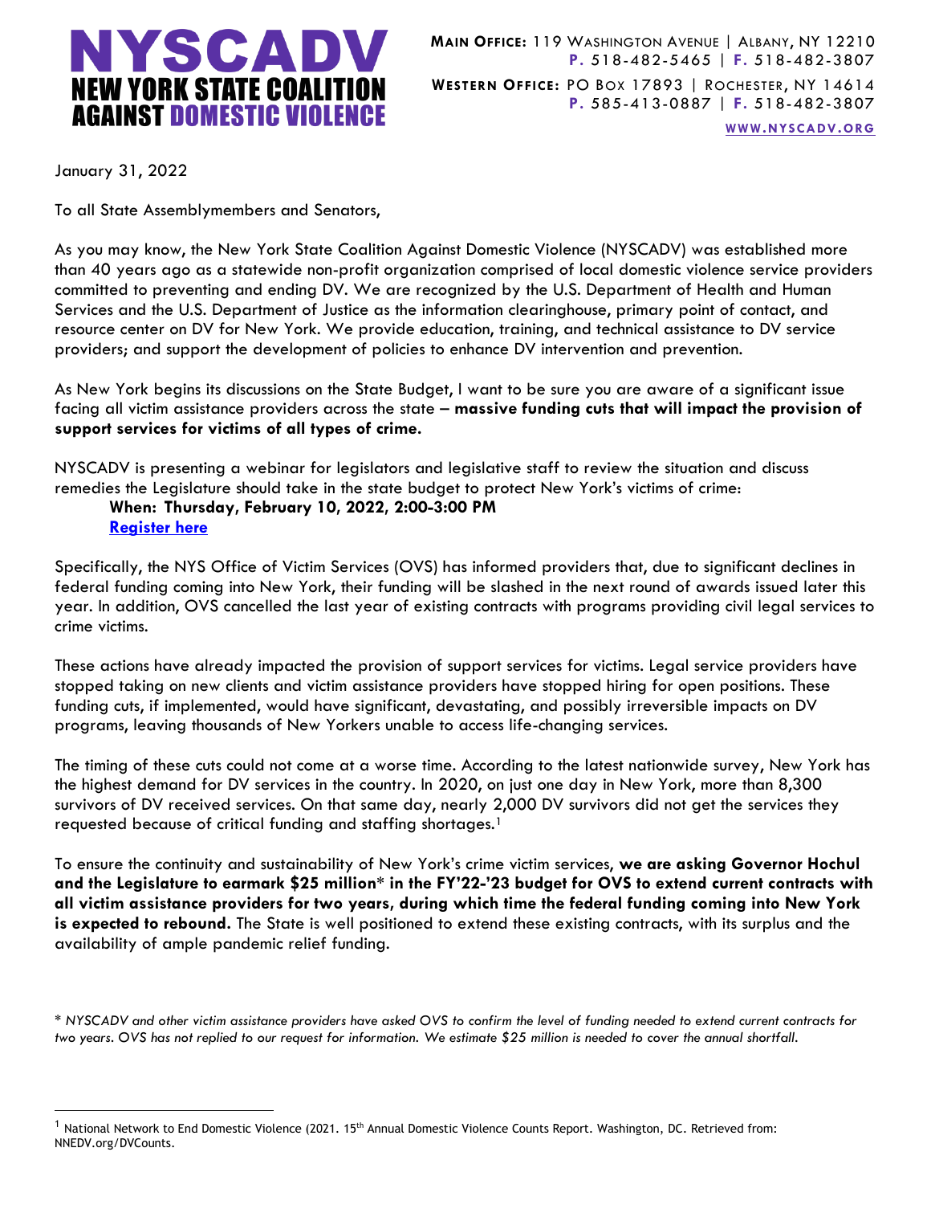**NYSCADV**
**NEW YORK STATE COALITION AGAINST DOMESTIC VIOLENCE**

**MAIN OFFICE:** 119 WASHINGTON AVENUE | ALBANY, NY 12210
**P.** 518-482-5465 | **F.** 518-482-3807

**WESTERN OFFICE:** PO BOX 17893 | ROCHESTER, NY 14614
**P.** 585-413-0887 | **F.** 518-482-3807

**WWW.NYSCADV.ORG**

January 31, 2022

To all State Assemblymembers and Senators,

As you may know, the New York State Coalition Against Domestic Violence (NYSCADV) was established more than 40 years ago as a statewide non-profit organization comprised of local domestic violence service providers committed to preventing and ending DV. We are recognized by the U.S. Department of Health and Human Services and the U.S. Department of Justice as the information clearinghouse, primary point of contact, and resource center on DV for New York. We provide education, training, and technical assistance to DV service providers; and support the development of policies to enhance DV intervention and prevention.

As New York begins its discussions on the State Budget, I want to be sure you are aware of a significant issue facing all victim assistance providers across the state – **massive funding cuts that will impact the provision of support services for victims of all types of crime.**

NYSCADV is presenting a webinar for legislators and legislative staff to review the situation and discuss remedies the Legislature should take in the state budget to protect New York's victims of crime:

> **When: Thursday, February 10, 2022, 2:00-3:00 PM**
> **Register here**

Specifically, the NYS Office of Victim Services (OVS) has informed providers that, due to significant declines in federal funding coming into New York, their funding will be slashed in the next round of awards issued later this year. In addition, OVS cancelled the last year of existing contracts with programs providing civil legal services to crime victims.

These actions have already impacted the provision of support services for victims. Legal service providers have stopped taking on new clients and victim assistance providers have stopped hiring for open positions. These funding cuts, if implemented, would have significant, devastating, and possibly irreversible impacts on DV programs, leaving thousands of New Yorkers unable to access life-changing services.

The timing of these cuts could not come at a worse time. According to the latest nationwide survey, New York has the highest demand for DV services in the country. In 2020, on just one day in New York, more than 8,300 survivors of DV received services. On that same day, nearly 2,000 DV survivors did not get the services they requested because of critical funding and staffing shortages.[1]

To ensure the continuity and sustainability of New York's crime victim services, **we are asking Governor Hochul and the Legislature to earmark $25 million* in the FY'22-'23 budget for OVS to extend current contracts with all victim assistance providers for two years, during which time the federal funding coming into New York is expected to rebound.** The State is well positioned to extend these existing contracts, with its surplus and the availability of ample pandemic relief funding.

*\* NYSCADV and other victim assistance providers have asked OVS to confirm the level of funding needed to extend current contracts for two years. OVS has not replied to our request for information. We estimate $25 million is needed to cover the annual shortfall.*

[1] National Network to End Domestic Violence (2021. 15th Annual Domestic Violence Counts Report. Washington, DC. Retrieved from: NNEDV.org/DVCounts.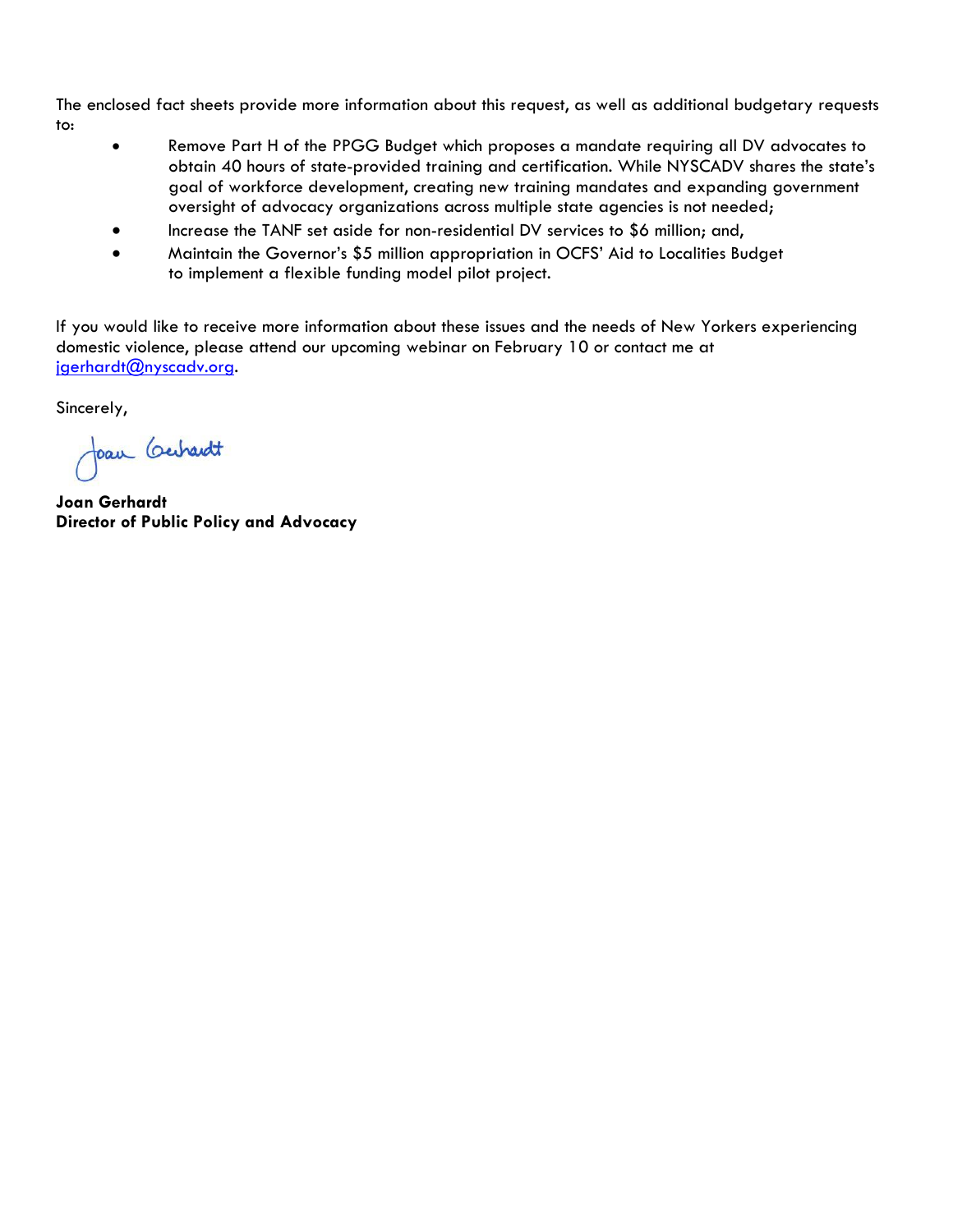The enclosed fact sheets provide more information about this request, as well as additional budgetary requests to:

- Remove Part H of the PPGG Budget which proposes a mandate requiring all DV advocates to obtain 40 hours of state-provided training and certification. While NYSCADV shares the state's goal of workforce development, creating new training mandates and expanding government oversight of advocacy organizations across multiple state agencies is not needed;
- Increase the TANF set aside for non-residential DV services to $6 million; and,
- Maintain the Governor's $5 million appropriation in OCFS' Aid to Localities Budget to implement a flexible funding model pilot project.

If you would like to receive more information about these issues and the needs of New Yorkers experiencing domestic violence, please attend our upcoming webinar on February 10 or contact me at jgerhardt@nyscadv.org.

Sincerely,

Joan Gerhardt

**Joan Gerhardt**
**Director of Public Policy and Advocacy**